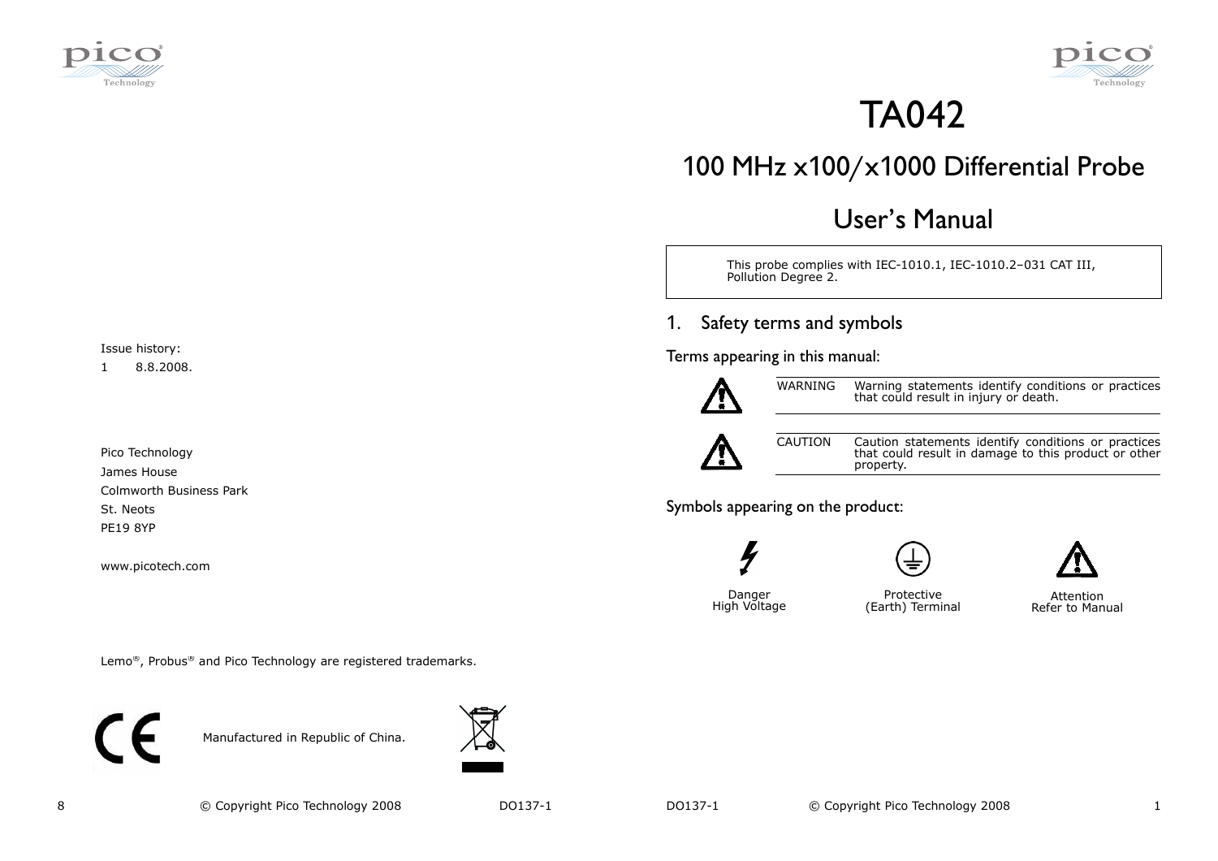Issue history:

1 8.8.2008.

Pico Technology
James House
Colmworth Business Park
St. Neots
PE19 8YP

www.picotech.com

Lemo®, Probus® and Pico Technology are registered trademarks.

Manufactured in Republic of China.

# TA042

## 100 MHz x100/x1000 Differential Probe

## User's Manual

This probe complies with IEC-1010.1, IEC-1010.2–031 CAT III, Pollution Degree 2.

## 1. Safety terms and symbols

### Terms appearing in this manual:

| | |
|---|---|
| WARNING | Warning statements identify conditions or practices that could result in injury or death. |
| CAUTION | Caution statements identify conditions or practices that could result in damage to this product or other property. |

### Symbols appearing on the product:

Danger
High Voltage

Protective
(Earth) Terminal

Attention
Refer to Manual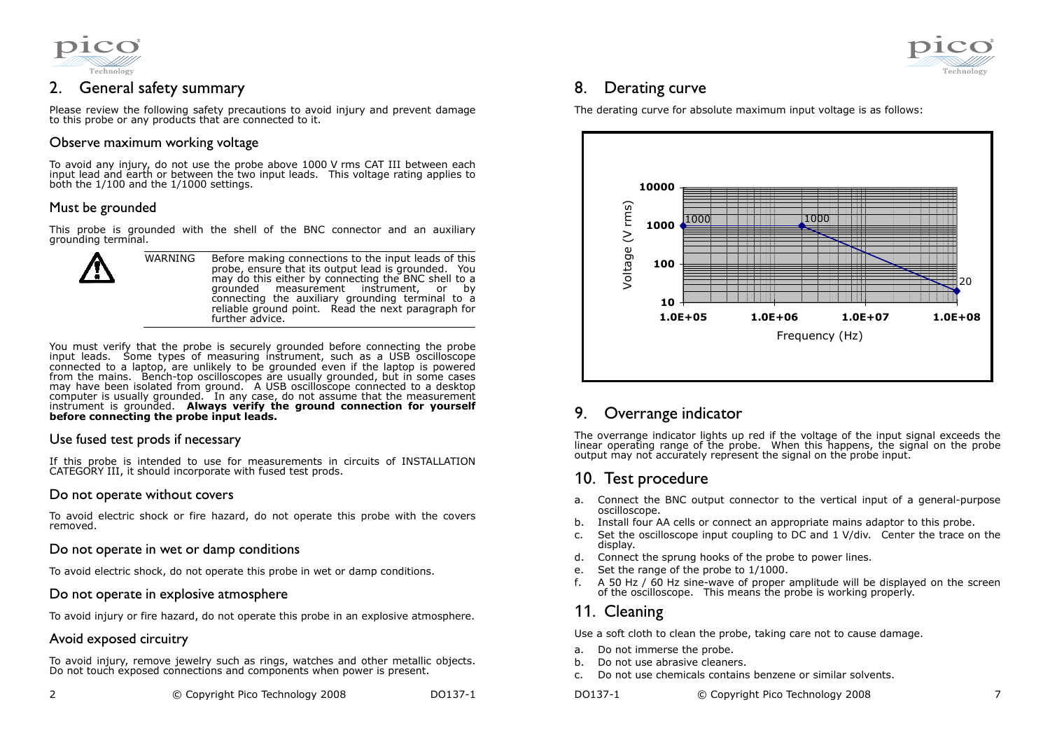## 2. General safety summary

Please review the following safety precautions to avoid injury and prevent damage to this probe or any products that are connected to it.

### Observe maximum working voltage

To avoid any injury, do not use the probe above 1000 V rms CAT III between each input lead and earth or between the two input leads. This voltage rating applies to both the 1/100 and the 1/1000 settings.

### Must be grounded

This probe is grounded with the shell of the BNC connector and an auxiliary grounding terminal.

| | |
|---|---|
| WARNING | Before making connections to the input leads of this probe, ensure that its output lead is grounded. You may do this either by connecting the BNC shell to a grounded measurement instrument, or by connecting the auxiliary grounding terminal to a reliable ground point. Read the next paragraph for further advice. |

You must verify that the probe is securely grounded before connecting the probe input leads. Some types of measuring instrument, such as a USB oscilloscope connected to a laptop, are unlikely to be grounded even if the laptop is powered from the mains. Bench-top oscilloscopes are usually grounded, but in some cases may have been isolated from ground. A USB oscilloscope connected to a desktop computer is usually grounded. In any case, do not assume that the measurement instrument is grounded. **Always verify the ground connection for yourself before connecting the probe input leads.**

### Use fused test prods if necessary

If this probe is intended to use for measurements in circuits of INSTALLATION CATEGORY III, it should incorporate with fused test prods.

### Do not operate without covers

To avoid electric shock or fire hazard, do not operate this probe with the covers removed.

### Do not operate in wet or damp conditions

To avoid electric shock, do not operate this probe in wet or damp conditions.

### Do not operate in explosive atmosphere

To avoid injury or fire hazard, do not operate this probe in an explosive atmosphere.

### Avoid exposed circuitry

To avoid injury, remove jewelry such as rings, watches and other metallic objects. Do not touch exposed connections and components when power is present.

## 8. Derating curve

The derating curve for absolute maximum input voltage is as follows:

Voltage (V rms) vs Frequency (Hz): 1000 V rms from 1.0E+05 Hz up to about 2 MHz (1000), then falling to 20 V rms at 1.0E+08 Hz.

## 9. Overrange indicator

The overrange indicator lights up red if the voltage of the input signal exceeds the linear operating range of the probe. When this happens, the signal on the probe output may not accurately represent the signal on the probe input.

## 10. Test procedure

a. Connect the BNC output connector to the vertical input of a general-purpose oscilloscope.
b. Install four AA cells or connect an appropriate mains adaptor to this probe.
c. Set the oscilloscope input coupling to DC and 1 V/div. Center the trace on the display.
d. Connect the sprung hooks of the probe to power lines.
e. Set the range of the probe to 1/1000.
f. A 50 Hz / 60 Hz sine-wave of proper amplitude will be displayed on the screen of the oscilloscope. This means the probe is working properly.

## 11. Cleaning

Use a soft cloth to clean the probe, taking care not to cause damage.

a. Do not immerse the probe.
b. Do not use abrasive cleaners.
c. Do not use chemicals contains benzene or similar solvents.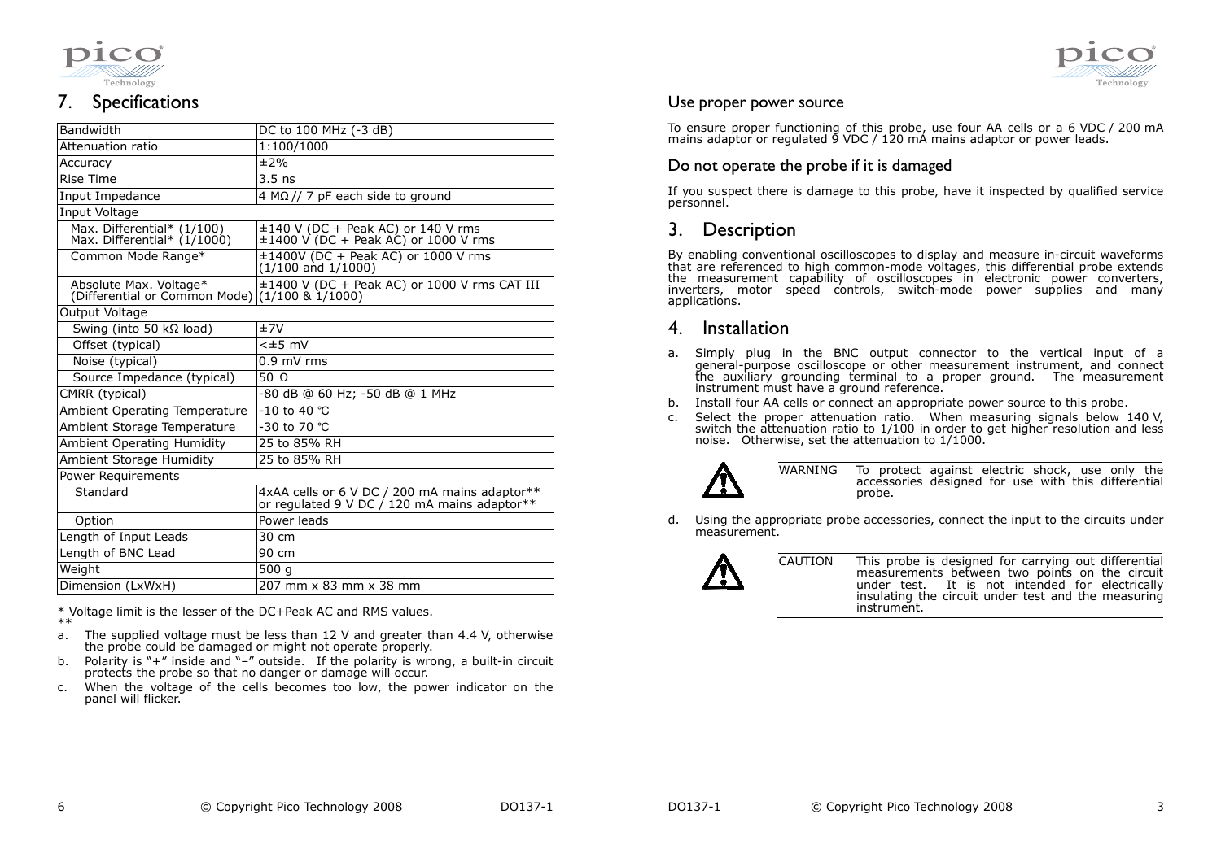## 7. Specifications

| Bandwidth | DC to 100 MHz (-3 dB) |
|---|---|
| Attenuation ratio | 1:100/1000 |
| Accuracy | ±2% |
| Rise Time | 3.5 ns |
| Input Impedance | 4 MΩ // 7 pF each side to ground |
| Input Voltage | |
| Max. Differential* (1/100)<br>Max. Differential* (1/1000) | ±140 V (DC + Peak AC) or 140 V rms<br>±1400 V (DC + Peak AC) or 1000 V rms |
| Common Mode Range* | ±1400V (DC + Peak AC) or 1000 V rms (1/100 and 1/1000) |
| Absolute Max. Voltage* (Differential or Common Mode) | ±1400 V (DC + Peak AC) or 1000 V rms CAT III (1/100 & 1/1000) |
| Output Voltage | |
| Swing (into 50 kΩ load) | ±7V |
| Offset (typical) | <±5 mV |
| Noise (typical) | 0.9 mV rms |
| Source Impedance (typical) | 50 Ω |
| CMRR (typical) | -80 dB @ 60 Hz; -50 dB @ 1 MHz |
| Ambient Operating Temperature | -10 to 40 ℃ |
| Ambient Storage Temperature | -30 to 70 ℃ |
| Ambient Operating Humidity | 25 to 85% RH |
| Ambient Storage Humidity | 25 to 85% RH |
| Power Requirements | |
| Standard | 4xAA cells or 6 V DC / 200 mA mains adaptor** or regulated 9 V DC / 120 mA mains adaptor** |
| Option | Power leads |
| Length of Input Leads | 30 cm |
| Length of BNC Lead | 90 cm |
| Weight | 500 g |
| Dimension (LxWxH) | 207 mm x 83 mm x 38 mm |

\* Voltage limit is the lesser of the DC+Peak AC and RMS values.

\*\*

a. The supplied voltage must be less than 12 V and greater than 4.4 V, otherwise the probe could be damaged or might not operate properly.

b. Polarity is "+" inside and "–" outside. If the polarity is wrong, a built-in circuit protects the probe so that no danger or damage will occur.

c. When the voltage of the cells becomes too low, the power indicator on the panel will flicker.

### Use proper power source

To ensure proper functioning of this probe, use four AA cells or a 6 VDC / 200 mA mains adaptor or regulated 9 VDC / 120 mA mains adaptor or power leads.

### Do not operate the probe if it is damaged

If you suspect there is damage to this probe, have it inspected by qualified service personnel.

## 3. Description

By enabling conventional oscilloscopes to display and measure in-circuit waveforms that are referenced to high common-mode voltages, this differential probe extends the measurement capability of oscilloscopes in electronic power converters, inverters, motor speed controls, switch-mode power supplies and many applications.

## 4. Installation

a. Simply plug in the BNC output connector to the vertical input of a general-purpose oscilloscope or other measurement instrument, and connect the auxiliary grounding terminal to a proper ground. The measurement instrument must have a ground reference.

b. Install four AA cells or connect an appropriate power source to this probe.

c. Select the proper attenuation ratio. When measuring signals below 140 V, switch the attenuation ratio to 1/100 in order to get higher resolution and less noise. Otherwise, set the attenuation to 1/1000.

WARNING: To protect against electric shock, use only the accessories designed for use with this differential probe.

d. Using the appropriate probe accessories, connect the input to the circuits under measurement.

CAUTION: This probe is designed for carrying out differential measurements between two points on the circuit under test. It is not intended for electrically insulating the circuit under test and the measuring instrument.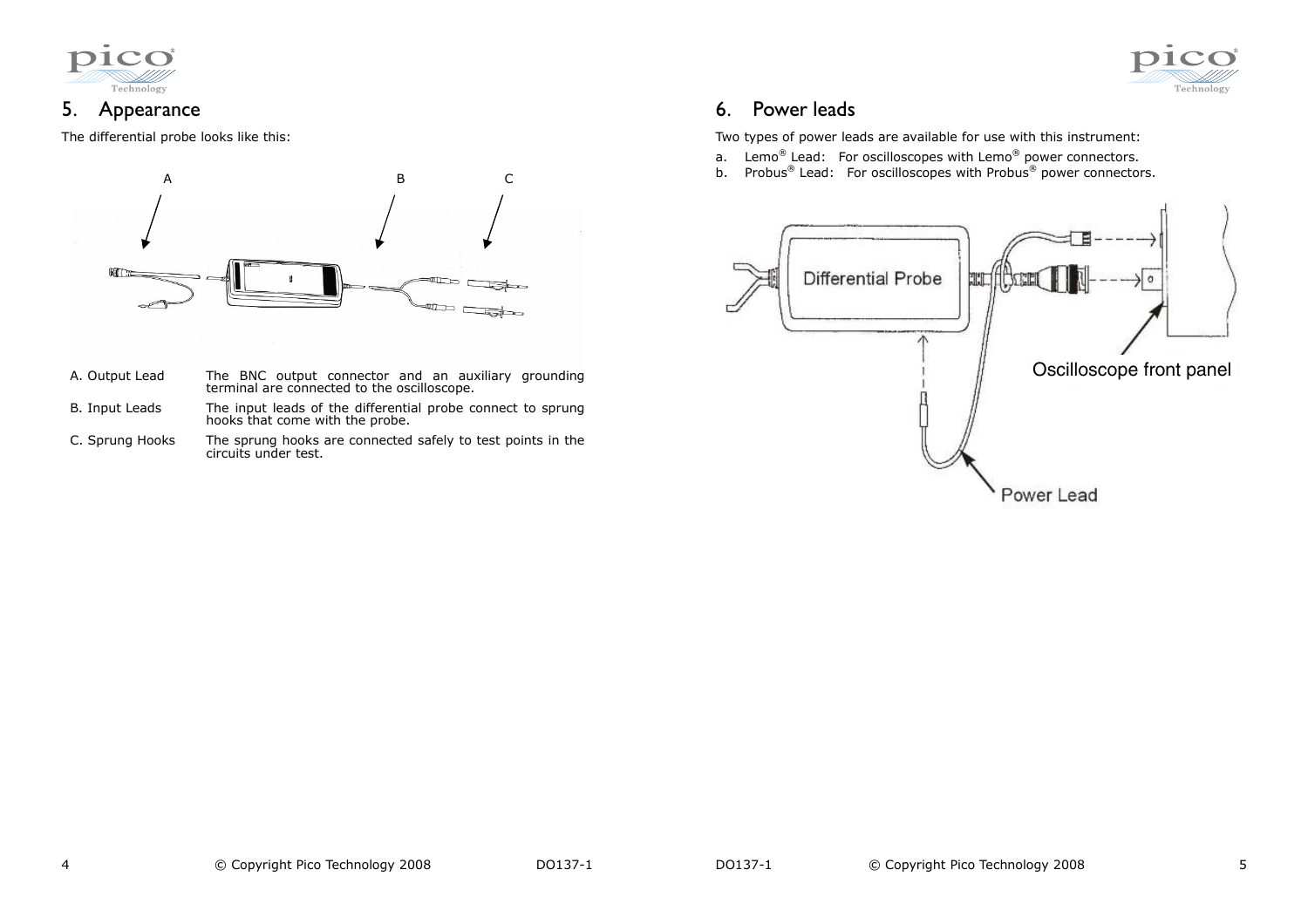## 5. Appearance

The differential probe looks like this:

A B C

| | |
|---|---|
| A. Output Lead | The BNC output connector and an auxiliary grounding terminal are connected to the oscilloscope. |
| B. Input Leads | The input leads of the differential probe connect to sprung hooks that come with the probe. |
| C. Sprung Hooks | The sprung hooks are connected safely to test points in the circuits under test. |

## 6. Power leads

Two types of power leads are available for use with this instrument:

a. Lemo® Lead: For oscilloscopes with Lemo® power connectors.
b. Probus® Lead: For oscilloscopes with Probus® power connectors.

Differential Probe

Oscilloscope front panel

Power Lead